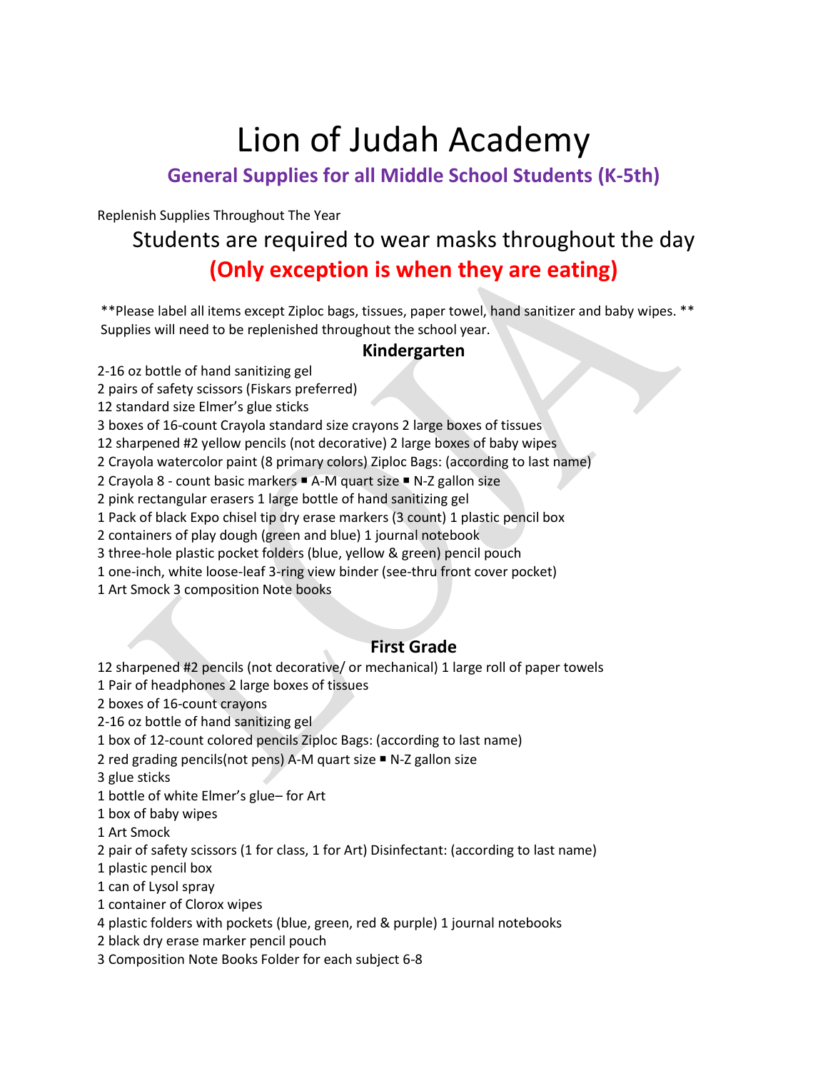# Lion of Judah Academy

## General Supplies for all Middle School Students (K-5th)

Replenish Supplies Throughout The Year

## Students are required to wear masks throughout the day

## (Only exception is when they are eating)

**Please label all items except Ziploc bags, tissues, paper towel, hand sanitizer and baby wipes. **
Supplies will need to be replenished throughout the school year.

### Kindergarten

2-16 oz bottle of hand sanitizing gel
2 pairs of safety scissors (Fiskars preferred)
12 standard size Elmer's glue sticks
3 boxes of 16-count Crayola standard size crayons 2 large boxes of tissues
12 sharpened #2 yellow pencils (not decorative) 2 large boxes of baby wipes
2 Crayola watercolor paint (8 primary colors) Ziploc Bags: (according to last name)
2 Crayola 8 - count basic markers ▪ A-M quart size ▪ N-Z gallon size
2 pink rectangular erasers 1 large bottle of hand sanitizing gel
1 Pack of black Expo chisel tip dry erase markers (3 count) 1 plastic pencil box
2 containers of play dough (green and blue) 1 journal notebook
3 three-hole plastic pocket folders (blue, yellow & green) pencil pouch
1 one-inch, white loose-leaf 3-ring view binder (see-thru front cover pocket)
1 Art Smock 3 composition Note books

### First Grade

12 sharpened #2 pencils (not decorative/ or mechanical) 1 large roll of paper towels
1 Pair of headphones 2 large boxes of tissues
2 boxes of 16-count crayons
2-16 oz bottle of hand sanitizing gel
1 box of 12-count colored pencils Ziploc Bags: (according to last name)
2 red grading pencils(not pens) A-M quart size ▪ N-Z gallon size
3 glue sticks
1 bottle of white Elmer's glue– for Art
1 box of baby wipes
1 Art Smock
2 pair of safety scissors (1 for class, 1 for Art) Disinfectant: (according to last name)
1 plastic pencil box
1 can of Lysol spray
1 container of Clorox wipes
4 plastic folders with pockets (blue, green, red & purple) 1 journal notebooks
2 black dry erase marker pencil pouch
3 Composition Note Books Folder for each subject 6-8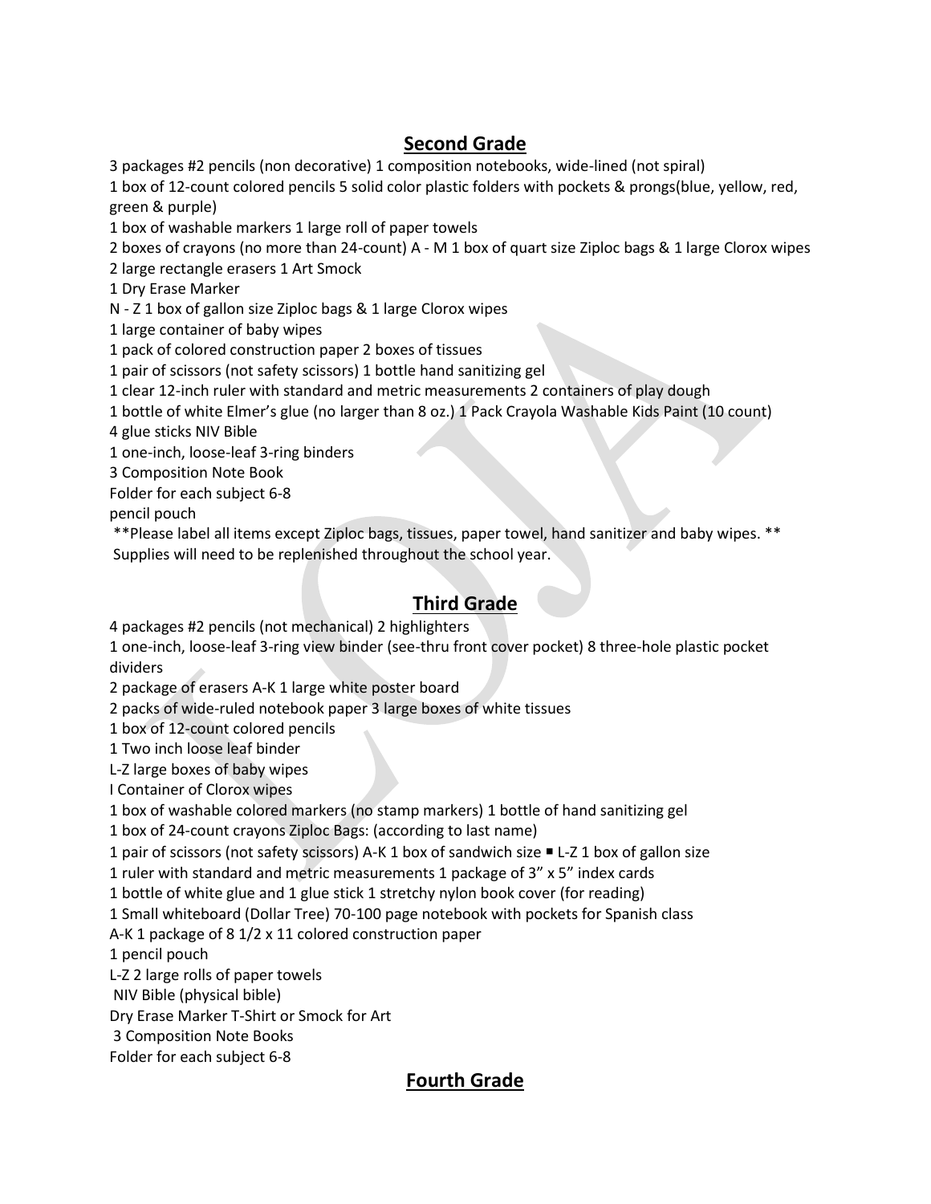## Second Grade

3 packages #2 pencils (non decorative) 1 composition notebooks, wide-lined (not spiral)
1 box of 12-count colored pencils 5 solid color plastic folders with pockets & prongs(blue, yellow, red, green & purple)
1 box of washable markers 1 large roll of paper towels
2 boxes of crayons (no more than 24-count) A - M 1 box of quart size Ziploc bags & 1 large Clorox wipes
2 large rectangle erasers 1 Art Smock
1 Dry Erase Marker
N - Z 1 box of gallon size Ziploc bags & 1 large Clorox wipes
1 large container of baby wipes
1 pack of colored construction paper 2 boxes of tissues
1 pair of scissors (not safety scissors) 1 bottle hand sanitizing gel
1 clear 12-inch ruler with standard and metric measurements 2 containers of play dough
1 bottle of white Elmer's glue (no larger than 8 oz.) 1 Pack Crayola Washable Kids Paint (10 count)
4 glue sticks NIV Bible
1 one-inch, loose-leaf 3-ring binders
3 Composition Note Book
Folder for each subject 6-8
pencil pouch

**Please label all items except Ziploc bags, tissues, paper towel, hand sanitizer and baby wipes. **
Supplies will need to be replenished throughout the school year.

## Third Grade

4 packages #2 pencils (not mechanical) 2 highlighters
1 one-inch, loose-leaf 3-ring view binder (see-thru front cover pocket) 8 three-hole plastic pocket dividers
2 package of erasers A-K 1 large white poster board
2 packs of wide-ruled notebook paper 3 large boxes of white tissues
1 box of 12-count colored pencils
1 Two inch loose leaf binder
L-Z large boxes of baby wipes
I Container of Clorox wipes
1 box of washable colored markers (no stamp markers) 1 bottle of hand sanitizing gel
1 box of 24-count crayons Ziploc Bags: (according to last name)
1 pair of scissors (not safety scissors) A-K 1 box of sandwich size ▪ L-Z 1 box of gallon size
1 ruler with standard and metric measurements 1 package of 3" x 5" index cards
1 bottle of white glue and 1 glue stick 1 stretchy nylon book cover (for reading)
1 Small whiteboard (Dollar Tree) 70-100 page notebook with pockets for Spanish class
A-K 1 package of 8 1/2 x 11 colored construction paper
1 pencil pouch
L-Z 2 large rolls of paper towels
NIV Bible (physical bible)
Dry Erase Marker T-Shirt or Smock for Art
3 Composition Note Books
Folder for each subject 6-8

## Fourth Grade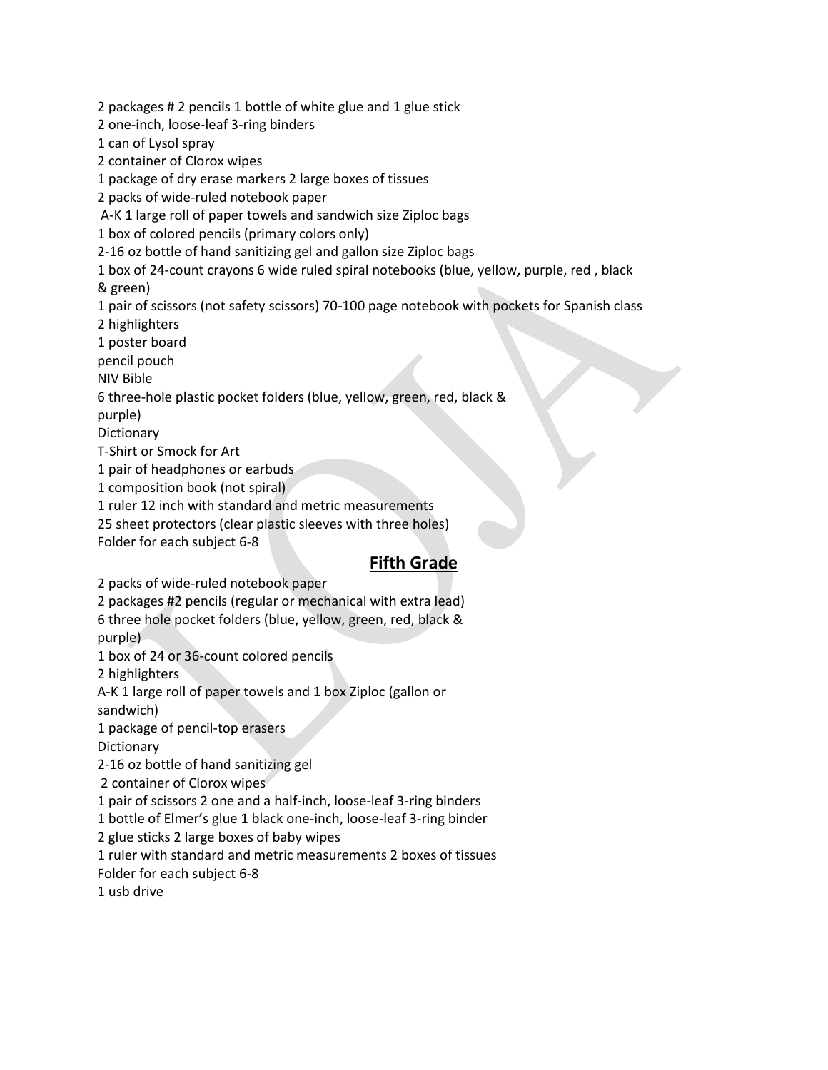2 packages # 2 pencils 1 bottle of white glue and 1 glue stick
2 one-inch, loose-leaf 3-ring binders
1 can of Lysol spray
2 container of Clorox wipes
1 package of dry erase markers 2 large boxes of tissues
2 packs of wide-ruled notebook paper
A-K 1 large roll of paper towels and sandwich size Ziploc bags
1 box of colored pencils (primary colors only)
2-16 oz bottle of hand sanitizing gel and gallon size Ziploc bags
1 box of 24-count crayons 6 wide ruled spiral notebooks (blue, yellow, purple, red , black & green)
1 pair of scissors (not safety scissors) 70-100 page notebook with pockets for Spanish class
2 highlighters
1 poster board
pencil pouch
NIV Bible
6 three-hole plastic pocket folders (blue, yellow, green, red, black & purple)
Dictionary
T-Shirt or Smock for Art
1 pair of headphones or earbuds
1 composition book (not spiral)
1 ruler 12 inch with standard and metric measurements
25 sheet protectors (clear plastic sleeves with three holes)
Folder for each subject 6-8

## Fifth Grade

2 packs of wide-ruled notebook paper
2 packages #2 pencils (regular or mechanical with extra lead)
6 three hole pocket folders (blue, yellow, green, red, black & purple)
1 box of 24 or 36-count colored pencils
2 highlighters
A-K 1 large roll of paper towels and 1 box Ziploc (gallon or sandwich)
1 package of pencil-top erasers
Dictionary
2-16 oz bottle of hand sanitizing gel
2 container of Clorox wipes
1 pair of scissors 2 one and a half-inch, loose-leaf 3-ring binders
1 bottle of Elmer's glue 1 black one-inch, loose-leaf 3-ring binder
2 glue sticks 2 large boxes of baby wipes
1 ruler with standard and metric measurements 2 boxes of tissues
Folder for each subject 6-8
1 usb drive